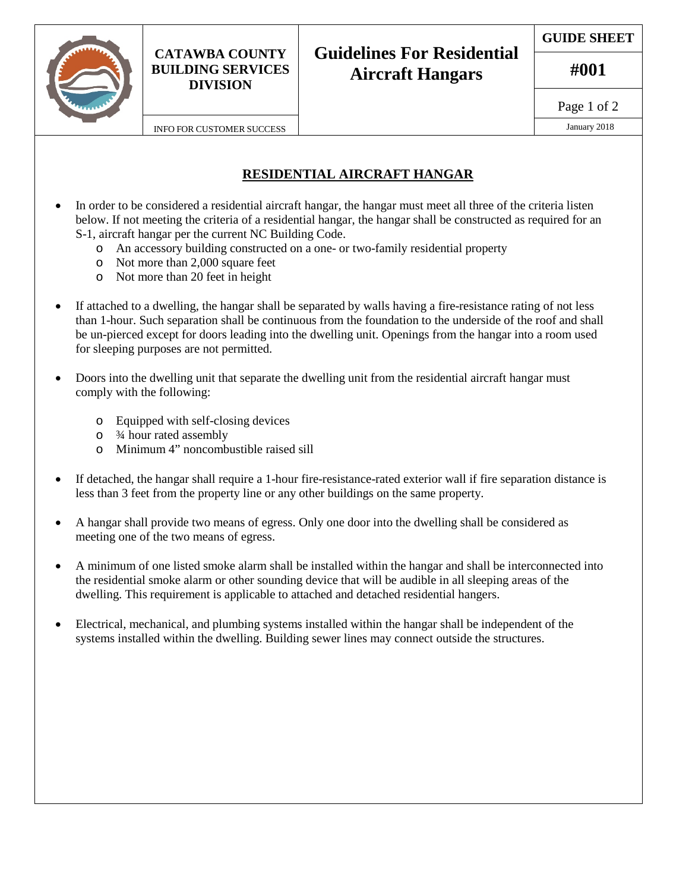**CATAWBA COUNTY BUILDING SERVICES DIVISION**

INFO FOR CUSTOMER SUCCESS

# Guidelines For Residential Aircraft Hangars

**GUIDE SHEET**

**#001**

January 2018

## RESIDENTIAL AIRCRAFT HANGAR

- In order to be considered a residential aircraft hangar, the hangar must meet all three of the criteria listen below. If not meeting the criteria of a residential hangar, the hangar shall be constructed as required for an S-1, aircraft hangar per the current NC Building Code.
  - An accessory building constructed on a one- or two-family residential property
  - Not more than 2,000 square feet
  - Not more than 20 feet in height
- If attached to a dwelling, the hangar shall be separated by walls having a fire-resistance rating of not less than 1-hour. Such separation shall be continuous from the foundation to the underside of the roof and shall be un-pierced except for doors leading into the dwelling unit. Openings from the hangar into a room used for sleeping purposes are not permitted.
- Doors into the dwelling unit that separate the dwelling unit from the residential aircraft hangar must comply with the following:
  - Equipped with self-closing devices
  - ¾ hour rated assembly
  - Minimum 4" noncombustible raised sill
- If detached, the hangar shall require a 1-hour fire-resistance-rated exterior wall if fire separation distance is less than 3 feet from the property line or any other buildings on the same property.
- A hangar shall provide two means of egress. Only one door into the dwelling shall be considered as meeting one of the two means of egress.
- A minimum of one listed smoke alarm shall be installed within the hangar and shall be interconnected into the residential smoke alarm or other sounding device that will be audible in all sleeping areas of the dwelling. This requirement is applicable to attached and detached residential hangers.
- Electrical, mechanical, and plumbing systems installed within the hangar shall be independent of the systems installed within the dwelling. Building sewer lines may connect outside the structures.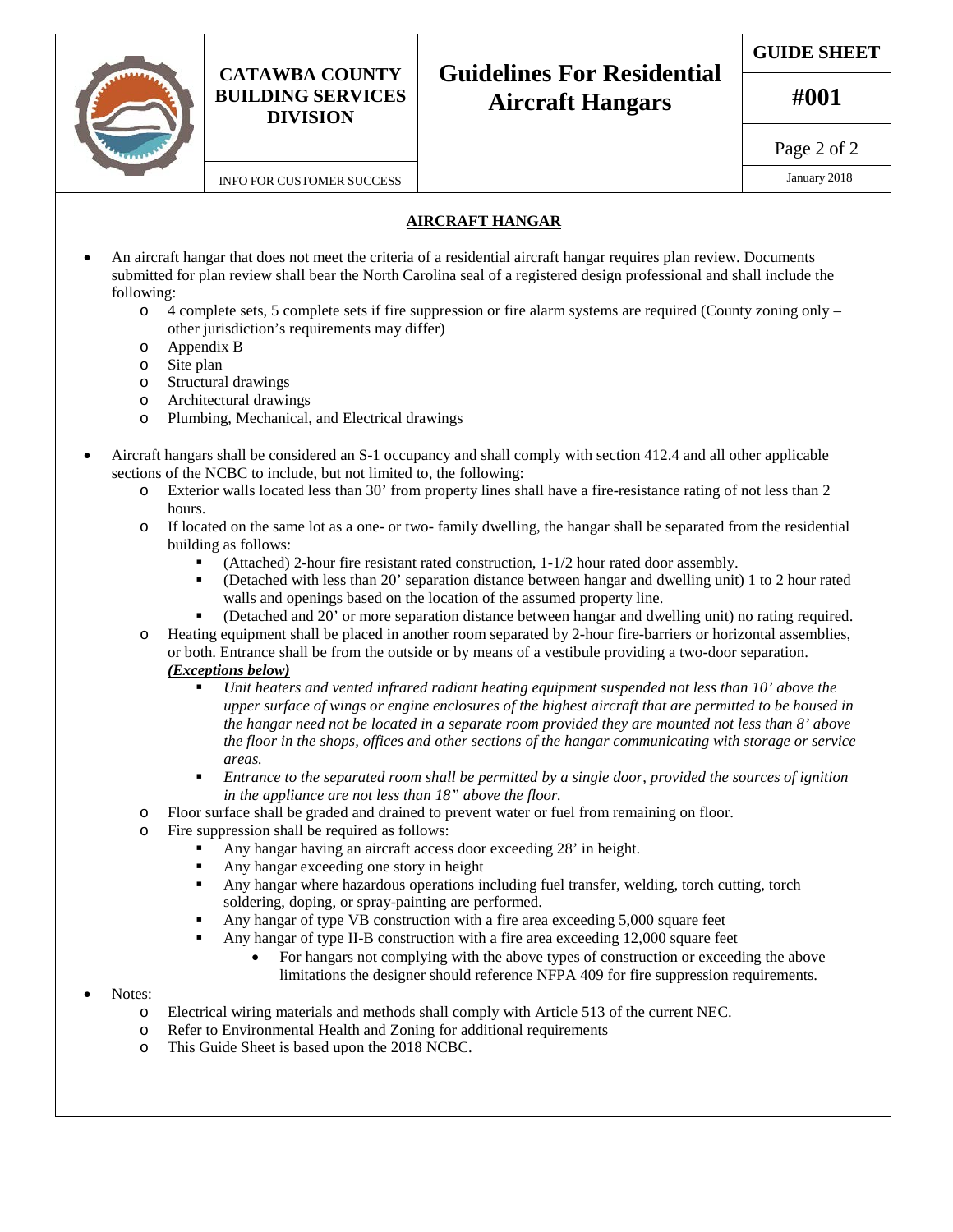## AIRCRAFT HANGAR

- An aircraft hangar that does not meet the criteria of a residential aircraft hangar requires plan review. Documents submitted for plan review shall bear the North Carolina seal of a registered design professional and shall include the following:
  - 4 complete sets, 5 complete sets if fire suppression or fire alarm systems are required (County zoning only – other jurisdiction's requirements may differ)
  - Appendix B
  - Site plan
  - Structural drawings
  - Architectural drawings
  - Plumbing, Mechanical, and Electrical drawings

- Aircraft hangars shall be considered an S-1 occupancy and shall comply with section 412.4 and all other applicable sections of the NCBC to include, but not limited to, the following:
  - Exterior walls located less than 30' from property lines shall have a fire-resistance rating of not less than 2 hours.
  - If located on the same lot as a one- or two- family dwelling, the hangar shall be separated from the residential building as follows:
    - (Attached) 2-hour fire resistant rated construction, 1-1/2 hour rated door assembly.
    - (Detached with less than 20' separation distance between hangar and dwelling unit) 1 to 2 hour rated walls and openings based on the location of the assumed property line.
    - (Detached and 20' or more separation distance between hangar and dwelling unit) no rating required.
  - Heating equipment shall be placed in another room separated by 2-hour fire-barriers or horizontal assemblies, or both. Entrance shall be from the outside or by means of a vestibule providing a two-door separation. ***(Exceptions below)***
    - *Unit heaters and vented infrared radiant heating equipment suspended not less than 10' above the upper surface of wings or engine enclosures of the highest aircraft that are permitted to be housed in the hangar need not be located in a separate room provided they are mounted not less than 8' above the floor in the shops, offices and other sections of the hangar communicating with storage or service areas.*
    - *Entrance to the separated room shall be permitted by a single door, provided the sources of ignition in the appliance are not less than 18" above the floor.*
  - Floor surface shall be graded and drained to prevent water or fuel from remaining on floor.
  - Fire suppression shall be required as follows:
    - Any hangar having an aircraft access door exceeding 28' in height.
    - Any hangar exceeding one story in height
    - Any hangar where hazardous operations including fuel transfer, welding, torch cutting, torch soldering, doping, or spray-painting are performed.
    - Any hangar of type VB construction with a fire area exceeding 5,000 square feet
    - Any hangar of type II-B construction with a fire area exceeding 12,000 square feet
      - For hangars not complying with the above types of construction or exceeding the above limitations the designer should reference NFPA 409 for fire suppression requirements.

- Notes:
  - Electrical wiring materials and methods shall comply with Article 513 of the current NEC.
  - Refer to Environmental Health and Zoning for additional requirements
  - This Guide Sheet is based upon the 2018 NCBC.